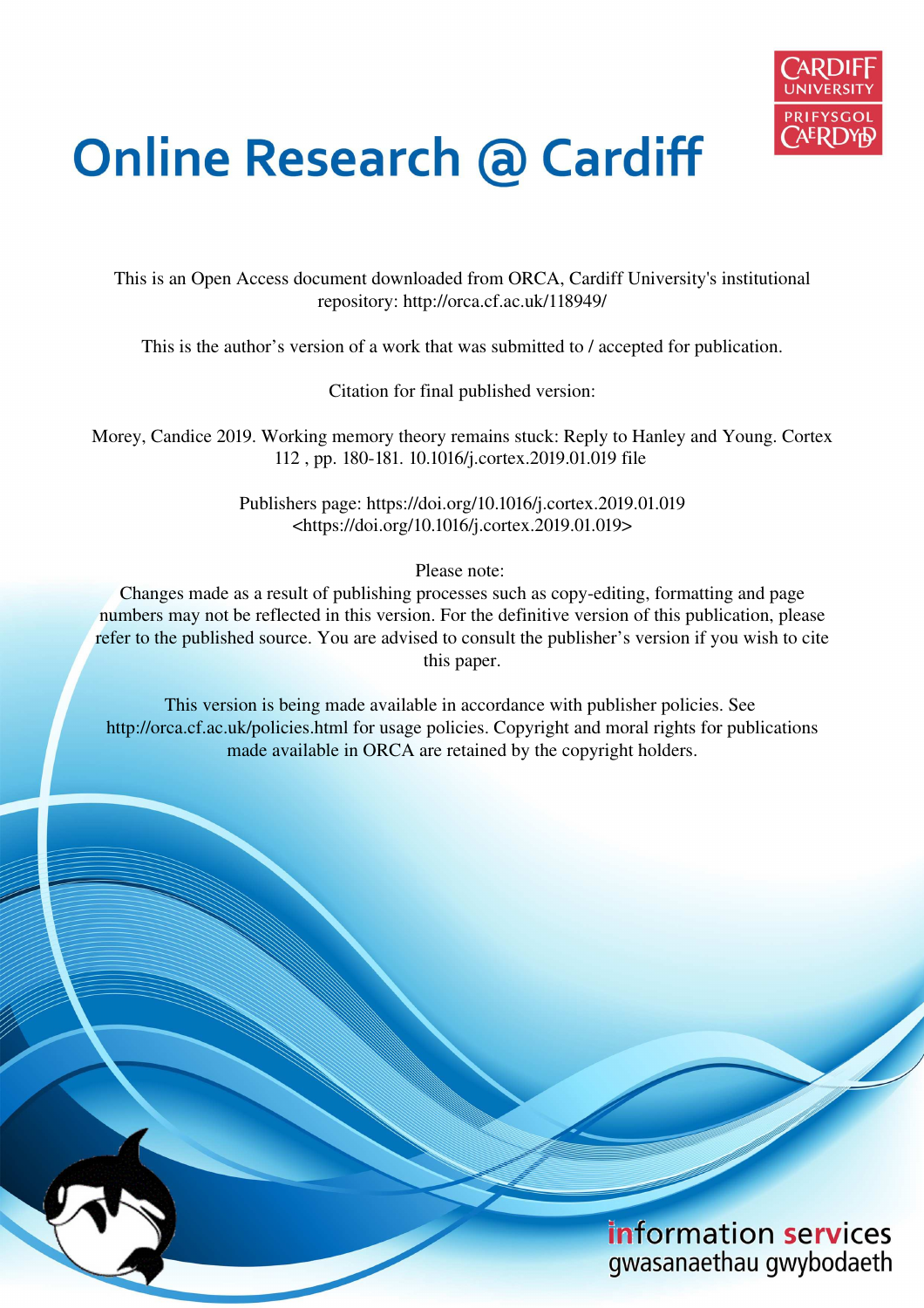# Online Research @ Cardiff

This is an Open Access document downloaded from ORCA, Cardiff University's institutional repository: http://orca.cf.ac.uk/118949/

This is the author's version of a work that was submitted to / accepted for publication.

Citation for final published version:

Morey, Candice 2019. Working memory theory remains stuck: Reply to Hanley and Young. Cortex 112 , pp. 180-181. 10.1016/j.cortex.2019.01.019 file

Publishers page: https://doi.org/10.1016/j.cortex.2019.01.019 <https://doi.org/10.1016/j.cortex.2019.01.019>

Please note:
Changes made as a result of publishing processes such as copy-editing, formatting and page numbers may not be reflected in this version. For the definitive version of this publication, please refer to the published source. You are advised to consult the publisher's version if you wish to cite this paper.

This version is being made available in accordance with publisher policies. See http://orca.cf.ac.uk/policies.html for usage policies. Copyright and moral rights for publications made available in ORCA are retained by the copyright holders.

information services
gwasanaethau gwybodaeth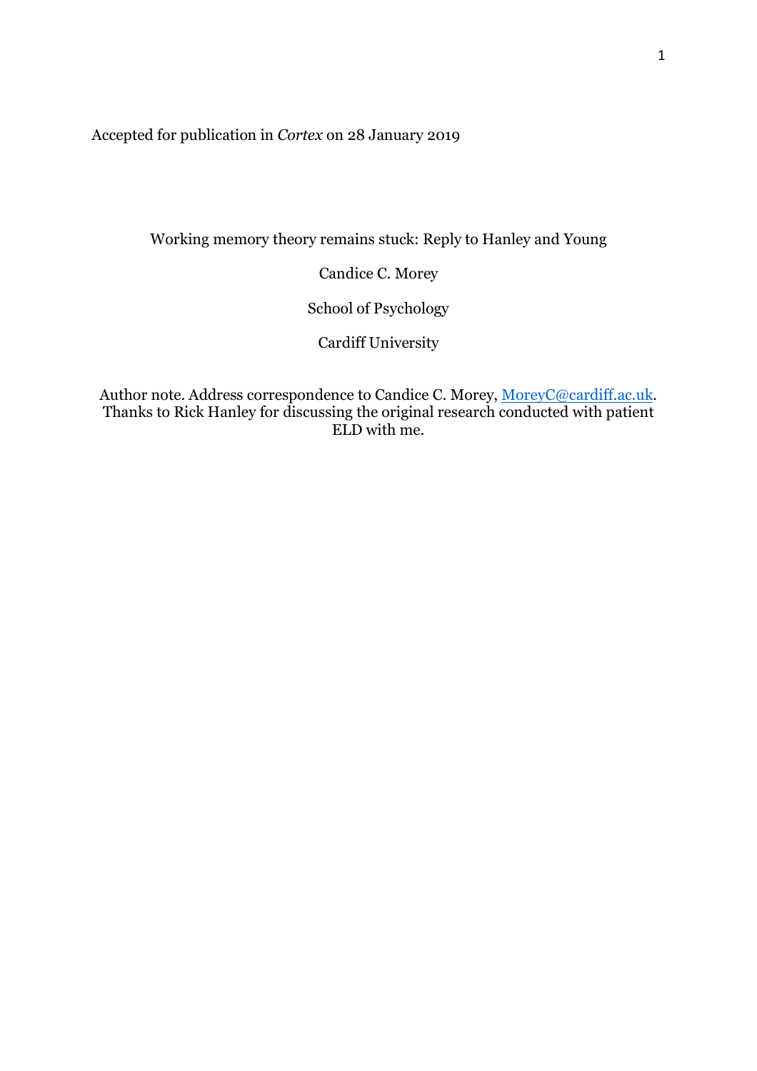Accepted for publication in *Cortex* on 28 January 2019

Working memory theory remains stuck: Reply to Hanley and Young

Candice C. Morey

School of Psychology

Cardiff University

Author note. Address correspondence to Candice C. Morey, MoreyC@cardiff.ac.uk. Thanks to Rick Hanley for discussing the original research conducted with patient ELD with me.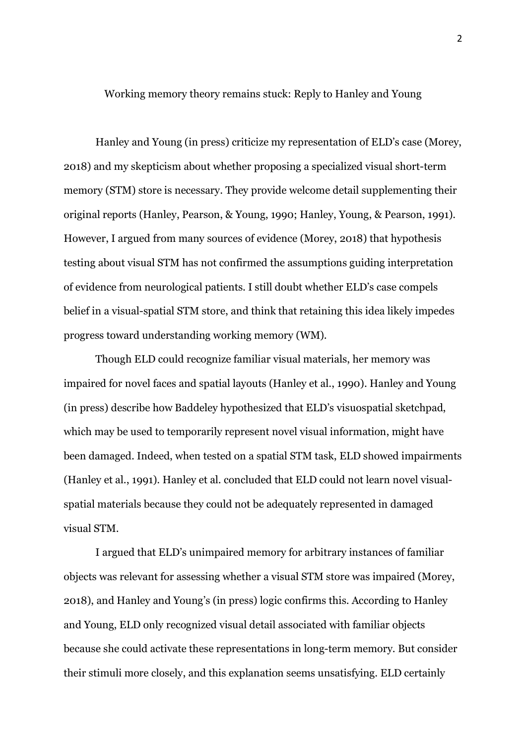# Working memory theory remains stuck: Reply to Hanley and Young

Hanley and Young (in press) criticize my representation of ELD's case (Morey, 2018) and my skepticism about whether proposing a specialized visual short-term memory (STM) store is necessary. They provide welcome detail supplementing their original reports (Hanley, Pearson, & Young, 1990; Hanley, Young, & Pearson, 1991). However, I argued from many sources of evidence (Morey, 2018) that hypothesis testing about visual STM has not confirmed the assumptions guiding interpretation of evidence from neurological patients. I still doubt whether ELD's case compels belief in a visual-spatial STM store, and think that retaining this idea likely impedes progress toward understanding working memory (WM).

Though ELD could recognize familiar visual materials, her memory was impaired for novel faces and spatial layouts (Hanley et al., 1990). Hanley and Young (in press) describe how Baddeley hypothesized that ELD's visuospatial sketchpad, which may be used to temporarily represent novel visual information, might have been damaged. Indeed, when tested on a spatial STM task, ELD showed impairments (Hanley et al., 1991). Hanley et al. concluded that ELD could not learn novel visual-spatial materials because they could not be adequately represented in damaged visual STM.

I argued that ELD's unimpaired memory for arbitrary instances of familiar objects was relevant for assessing whether a visual STM store was impaired (Morey, 2018), and Hanley and Young's (in press) logic confirms this. According to Hanley and Young, ELD only recognized visual detail associated with familiar objects because she could activate these representations in long-term memory. But consider their stimuli more closely, and this explanation seems unsatisfying. ELD certainly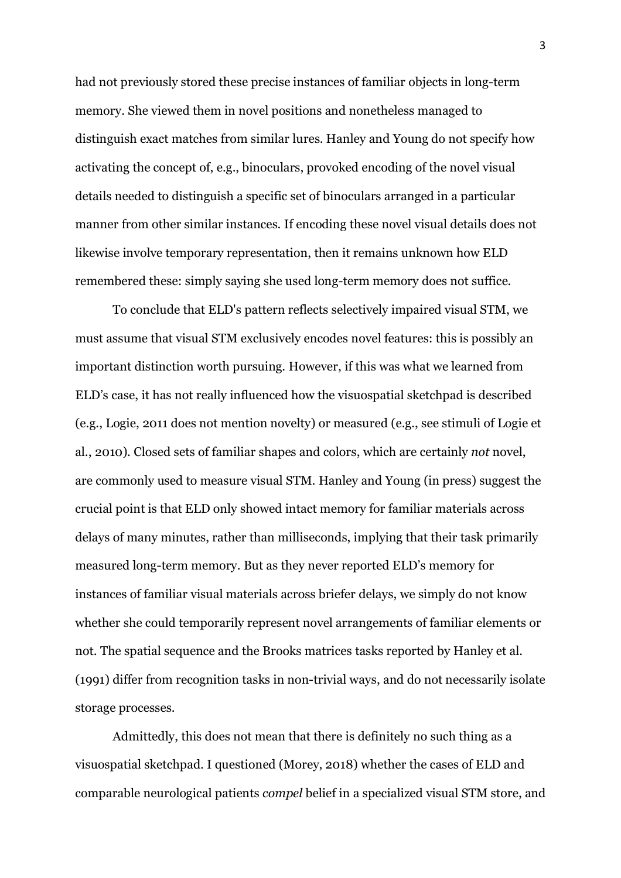had not previously stored these precise instances of familiar objects in long-term memory. She viewed them in novel positions and nonetheless managed to distinguish exact matches from similar lures. Hanley and Young do not specify how activating the concept of, e.g., binoculars, provoked encoding of the novel visual details needed to distinguish a specific set of binoculars arranged in a particular manner from other similar instances. If encoding these novel visual details does not likewise involve temporary representation, then it remains unknown how ELD remembered these: simply saying she used long-term memory does not suffice.

To conclude that ELD's pattern reflects selectively impaired visual STM, we must assume that visual STM exclusively encodes novel features: this is possibly an important distinction worth pursuing. However, if this was what we learned from ELD's case, it has not really influenced how the visuospatial sketchpad is described (e.g., Logie, 2011 does not mention novelty) or measured (e.g., see stimuli of Logie et al., 2010). Closed sets of familiar shapes and colors, which are certainly *not* novel, are commonly used to measure visual STM. Hanley and Young (in press) suggest the crucial point is that ELD only showed intact memory for familiar materials across delays of many minutes, rather than milliseconds, implying that their task primarily measured long-term memory. But as they never reported ELD's memory for instances of familiar visual materials across briefer delays, we simply do not know whether she could temporarily represent novel arrangements of familiar elements or not. The spatial sequence and the Brooks matrices tasks reported by Hanley et al. (1991) differ from recognition tasks in non-trivial ways, and do not necessarily isolate storage processes.

Admittedly, this does not mean that there is definitely no such thing as a visuospatial sketchpad. I questioned (Morey, 2018) whether the cases of ELD and comparable neurological patients *compel* belief in a specialized visual STM store, and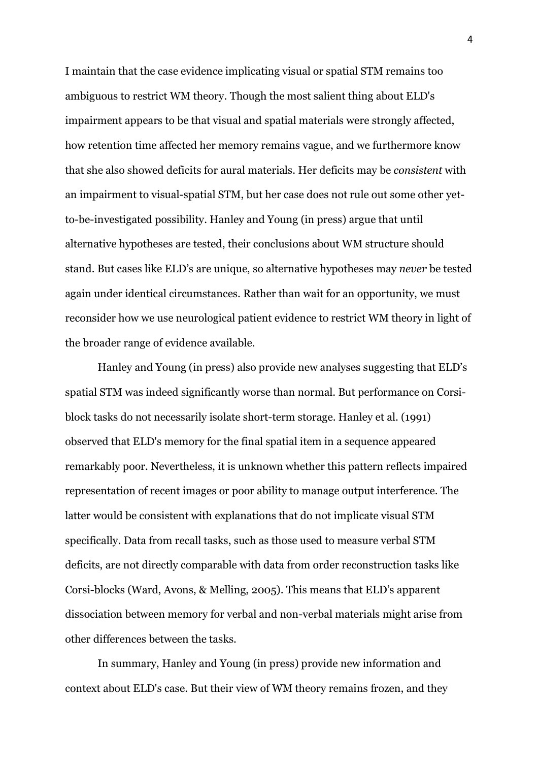I maintain that the case evidence implicating visual or spatial STM remains too ambiguous to restrict WM theory. Though the most salient thing about ELD's impairment appears to be that visual and spatial materials were strongly affected, how retention time affected her memory remains vague, and we furthermore know that she also showed deficits for aural materials. Her deficits may be *consistent* with an impairment to visual-spatial STM, but her case does not rule out some other yet-to-be-investigated possibility. Hanley and Young (in press) argue that until alternative hypotheses are tested, their conclusions about WM structure should stand. But cases like ELD's are unique, so alternative hypotheses may *never* be tested again under identical circumstances. Rather than wait for an opportunity, we must reconsider how we use neurological patient evidence to restrict WM theory in light of the broader range of evidence available.

Hanley and Young (in press) also provide new analyses suggesting that ELD's spatial STM was indeed significantly worse than normal. But performance on Corsi-block tasks do not necessarily isolate short-term storage. Hanley et al. (1991) observed that ELD's memory for the final spatial item in a sequence appeared remarkably poor. Nevertheless, it is unknown whether this pattern reflects impaired representation of recent images or poor ability to manage output interference. The latter would be consistent with explanations that do not implicate visual STM specifically. Data from recall tasks, such as those used to measure verbal STM deficits, are not directly comparable with data from order reconstruction tasks like Corsi-blocks (Ward, Avons, & Melling, 2005). This means that ELD's apparent dissociation between memory for verbal and non-verbal materials might arise from other differences between the tasks.

In summary, Hanley and Young (in press) provide new information and context about ELD's case. But their view of WM theory remains frozen, and they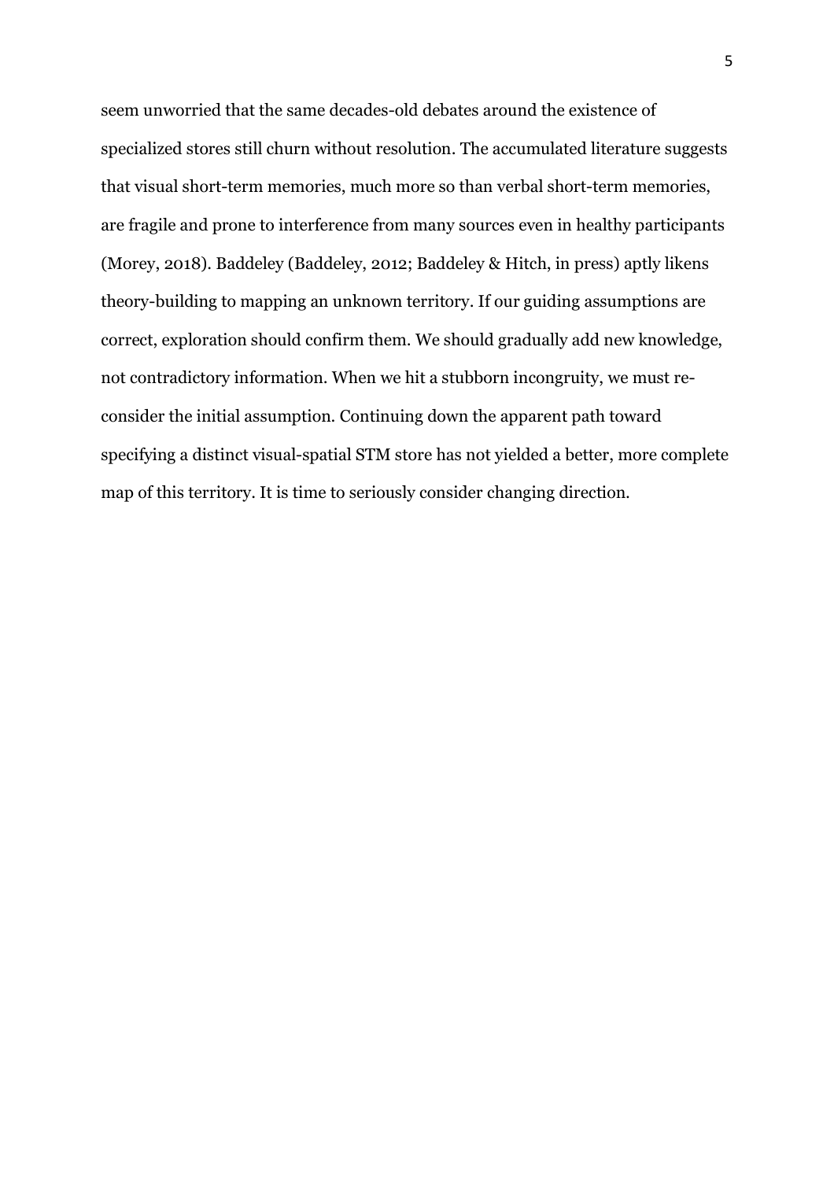seem unworried that the same decades-old debates around the existence of specialized stores still churn without resolution. The accumulated literature suggests that visual short-term memories, much more so than verbal short-term memories, are fragile and prone to interference from many sources even in healthy participants (Morey, 2018). Baddeley (Baddeley, 2012; Baddeley & Hitch, in press) aptly likens theory-building to mapping an unknown territory. If our guiding assumptions are correct, exploration should confirm them. We should gradually add new knowledge, not contradictory information. When we hit a stubborn incongruity, we must re-consider the initial assumption. Continuing down the apparent path toward specifying a distinct visual-spatial STM store has not yielded a better, more complete map of this territory. It is time to seriously consider changing direction.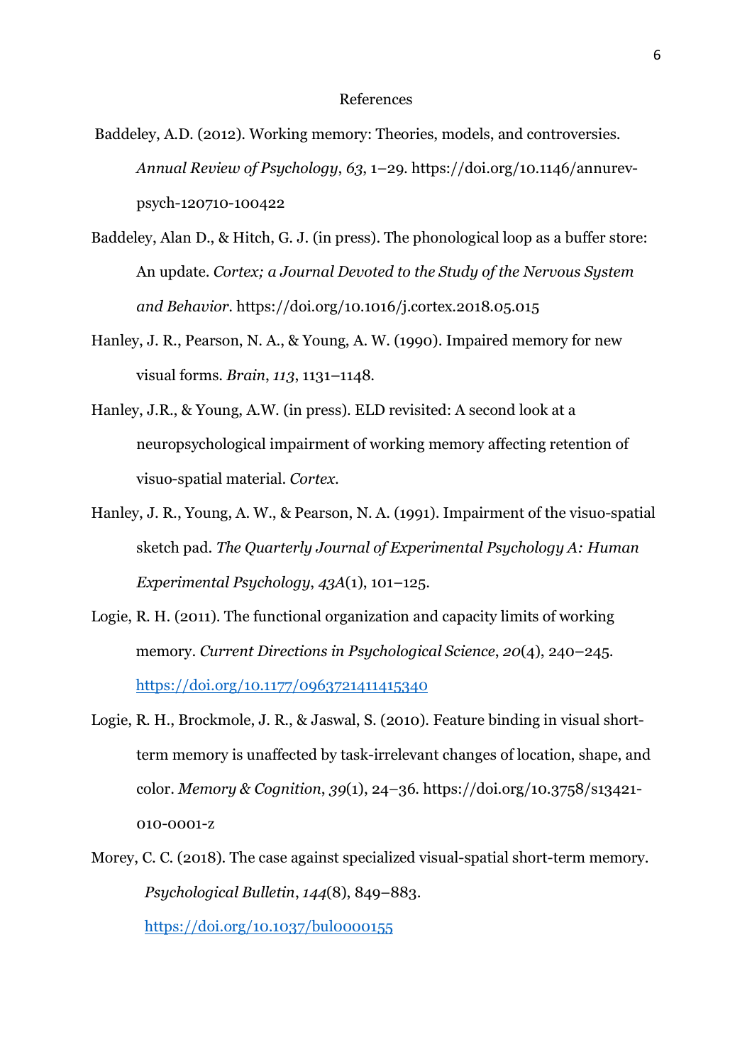## References

Baddeley, A.D. (2012). Working memory: Theories, models, and controversies. *Annual Review of Psychology*, *63*, 1–29. https://doi.org/10.1146/annurev-psych-120710-100422

Baddeley, Alan D., & Hitch, G. J. (in press). The phonological loop as a buffer store: An update. *Cortex; a Journal Devoted to the Study of the Nervous System and Behavior*. https://doi.org/10.1016/j.cortex.2018.05.015

Hanley, J. R., Pearson, N. A., & Young, A. W. (1990). Impaired memory for new visual forms. *Brain*, *113*, 1131–1148.

Hanley, J.R., & Young, A.W. (in press). ELD revisited: A second look at a neuropsychological impairment of working memory affecting retention of visuo-spatial material. *Cortex*.

Hanley, J. R., Young, A. W., & Pearson, N. A. (1991). Impairment of the visuo-spatial sketch pad. *The Quarterly Journal of Experimental Psychology A: Human Experimental Psychology*, *43A*(1), 101–125.

Logie, R. H. (2011). The functional organization and capacity limits of working memory. *Current Directions in Psychological Science*, *20*(4), 240–245. https://doi.org/10.1177/0963721411415340

Logie, R. H., Brockmole, J. R., & Jaswal, S. (2010). Feature binding in visual short-term memory is unaffected by task-irrelevant changes of location, shape, and color. *Memory & Cognition*, *39*(1), 24–36. https://doi.org/10.3758/s13421-010-0001-z

Morey, C. C. (2018). The case against specialized visual-spatial short-term memory. *Psychological Bulletin*, *144*(8), 849–883. https://doi.org/10.1037/bul0000155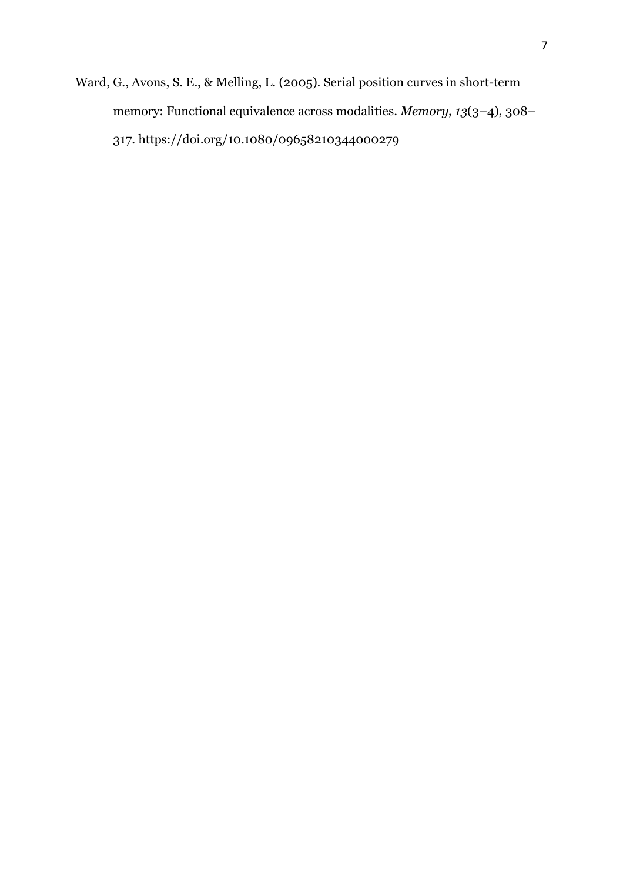Ward, G., Avons, S. E., & Melling, L. (2005). Serial position curves in short-term memory: Functional equivalence across modalities. *Memory*, *13*(3–4), 308–317. https://doi.org/10.1080/09658210344000279